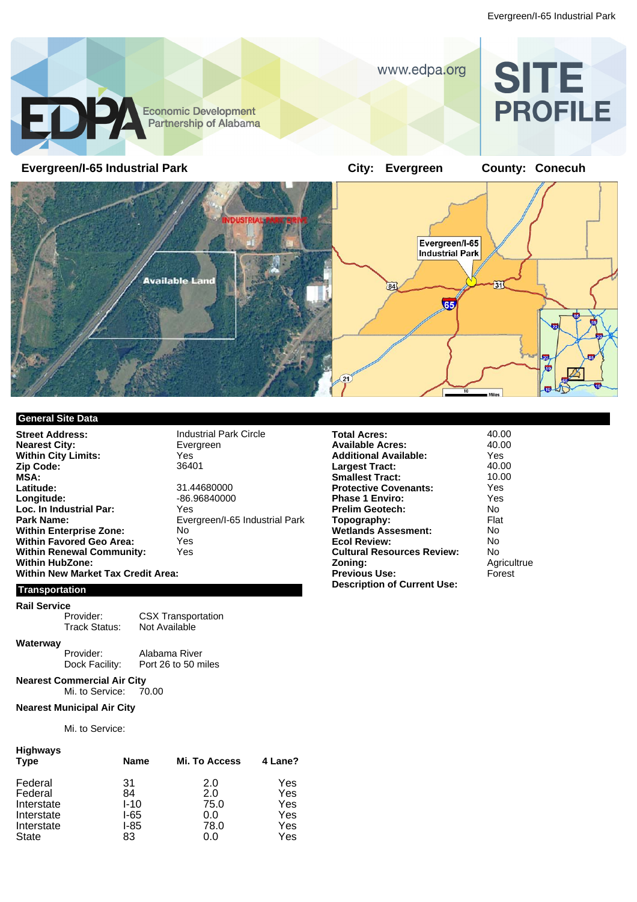# SITE PROFILE

Economic Development Partnership of Alabama

www.edpa.org

**Evergreen/I-65 Industrial Park** **City:** Evergreen **County:** Conecuh

## General Site Data

| | |
|---|---|
| **Street Address:** | Industrial Park Circle |
| **Nearest City:** | Evergreen |
| **Within City Limits:** | Yes |
| **Zip Code:** | 36401 |
| **MSA:** | |
| **Latitude:** | 31.44680000 |
| **Longitude:** | -86.96840000 |
| **Loc. In Industrial Par:** | Yes |
| **Park Name:** | Evergreen/I-65 Industrial Park |
| **Within Enterprise Zone:** | No |
| **Within Favored Geo Area:** | Yes |
| **Within Renewal Community:** | Yes |
| **Within HubZone:** | |
| **Within New Market Tax Credit Area:** | |

| | |
|---|---|
| **Total Acres:** | 40.00 |
| **Available Acres:** | 40.00 |
| **Additional Available:** | Yes |
| **Largest Tract:** | 40.00 |
| **Smallest Tract:** | 10.00 |
| **Protective Covenants:** | Yes |
| **Phase 1 Enviro:** | Yes |
| **Prelim Geotech:** | No |
| **Topography:** | Flat |
| **Wetlands Assesment:** | No |
| **Ecol Review:** | No |
| **Cultural Resources Review:** | No |
| **Zoning:** | Agricultrue |
| **Previous Use:** | Forest |
| **Description of Current Use:** | |

## Transportation

**Rail Service**

Provider: CSX Transportation
Track Status: Not Available

**Waterway**

Provider: Alabama River
Dock Facility: Port 26 to 50 miles

**Nearest Commercial Air City**

Mi. to Service: 70.00

**Nearest Municipal Air City**

Mi. to Service:

**Highways**

| Type | Name | Mi. To Access | 4 Lane? |
|---|---|---|---|
| Federal | 31 | 2.0 | Yes |
| Federal | 84 | 2.0 | Yes |
| Interstate | I-10 | 75.0 | Yes |
| Interstate | I-65 | 0.0 | Yes |
| Interstate | I-85 | 78.0 | Yes |
| State | 83 | 0.0 | Yes |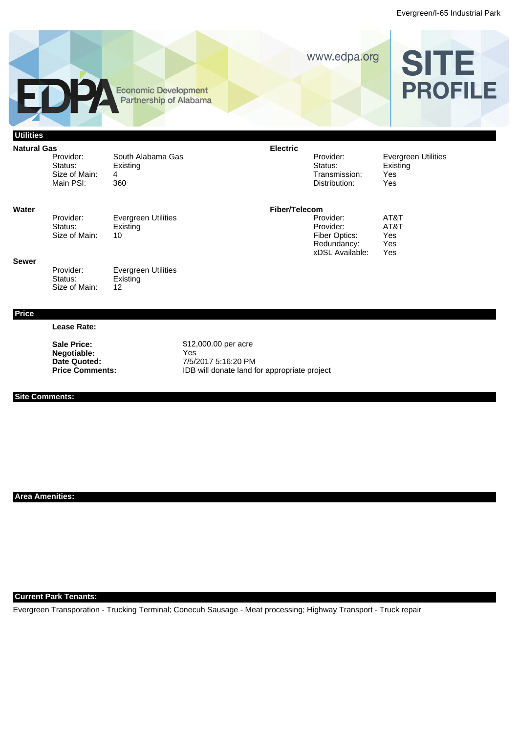## Utilities

### Natural Gas

| | |
|---|---|
| Provider: | South Alabama Gas |
| Status: | Existing |
| Size of Main: | 4 |
| Main PSI: | 360 |

### Electric

| | |
|---|---|
| Provider: | Evergreen Utilities |
| Status: | Existing |
| Transmission: | Yes |
| Distribution: | Yes |

### Water

| | |
|---|---|
| Provider: | Evergreen Utilities |
| Status: | Existing |
| Size of Main: | 10 |

### Fiber/Telecom

| | |
|---|---|
| Provider: | AT&T |
| Provider: | AT&T |
| Fiber Optics: | Yes |
| Redundancy: | Yes |
| xDSL Available: | Yes |

### Sewer

| | |
|---|---|
| Provider: | Evergreen Utilities |
| Status: | Existing |
| Size of Main: | 12 |

## Price

**Lease Rate:**

| | |
|---|---|
| **Sale Price:** | $12,000.00 per acre |
| **Negotiable:** | Yes |
| **Date Quoted:** | 7/5/2017 5:16:20 PM |
| **Price Comments:** | IDB will donate land for appropriate project |

## Site Comments:

## Area Amenities:

## Current Park Tenants:

Evergreen Transporation - Trucking Terminal; Conecuh Sausage - Meat processing; Highway Transport - Truck repair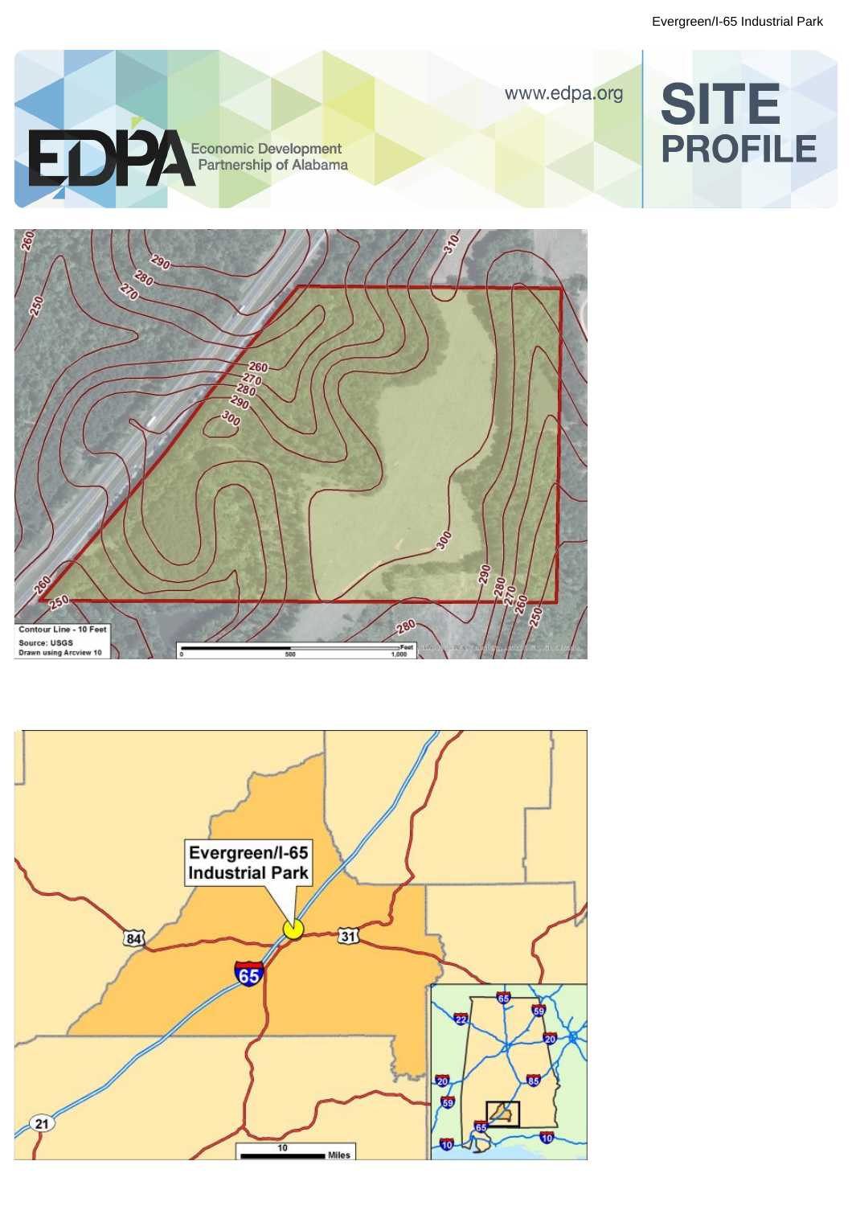www.edpa.org

EDPA Economic Development Partnership of Alabama

# SITE PROFILE

Contour Line - 10 Feet
Source: USGS
Drawn using Arcview 10

260
250
290
280
270
310
260
270
280
290
300
300
290
280
270
260
250
260
250
280

0
500
1,000
Feet

Evergreen/I-65 Industrial Park

84
31
65
21
10
Miles

65
22
59
20
20
59
85
65
10
10